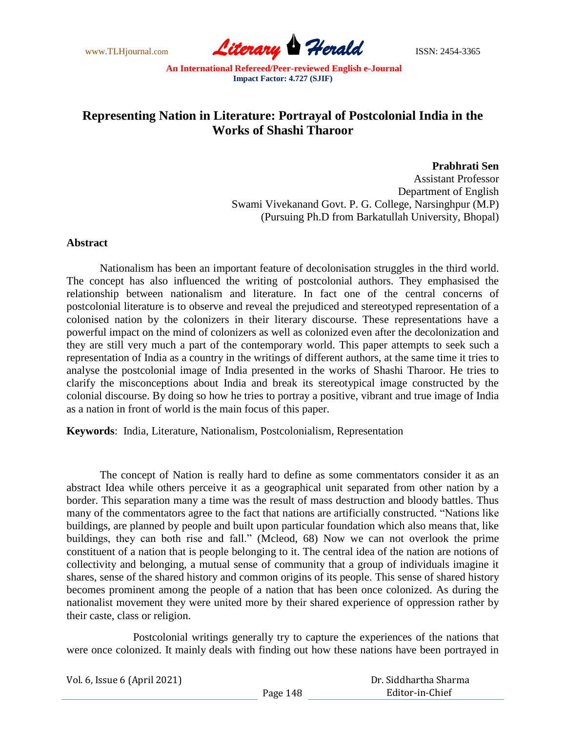# Representing Nation in Literature: Portrayal of Postcolonial India in the Works of Shashi Tharoor

**Prabhrati Sen**
Assistant Professor
Department of English
Swami Vivekanand Govt. P. G. College, Narsinghpur (M.P)
(Pursuing Ph.D from Barkatullah University, Bhopal)

## Abstract

Nationalism has been an important feature of decolonisation struggles in the third world. The concept has also influenced the writing of postcolonial authors. They emphasised the relationship between nationalism and literature. In fact one of the central concerns of postcolonial literature is to observe and reveal the prejudiced and stereotyped representation of a colonised nation by the colonizers in their literary discourse. These representations have a powerful impact on the mind of colonizers as well as colonized even after the decolonization and they are still very much a part of the contemporary world. This paper attempts to seek such a representation of India as a country in the writings of different authors, at the same time it tries to analyse the postcolonial image of India presented in the works of Shashi Tharoor. He tries to clarify the misconceptions about India and break its stereotypical image constructed by the colonial discourse. By doing so how he tries to portray a positive, vibrant and true image of India as a nation in front of world is the main focus of this paper.

**Keywords**: India, Literature, Nationalism, Postcolonialism, Representation

The concept of Nation is really hard to define as some commentators consider it as an abstract Idea while others perceive it as a geographical unit separated from other nation by a border. This separation many a time was the result of mass destruction and bloody battles. Thus many of the commentators agree to the fact that nations are artificially constructed. "Nations like buildings, are planned by people and built upon particular foundation which also means that, like buildings, they can both rise and fall." (Mcleod, 68) Now we can not overlook the prime constituent of a nation that is people belonging to it. The central idea of the nation are notions of collectivity and belonging, a mutual sense of community that a group of individuals imagine it shares, sense of the shared history and common origins of its people. This sense of shared history becomes prominent among the people of a nation that has been once colonized. As during the nationalist movement they were united more by their shared experience of oppression rather by their caste, class or religion.

Postcolonial writings generally try to capture the experiences of the nations that were once colonized. It mainly deals with finding out how these nations have been portrayed in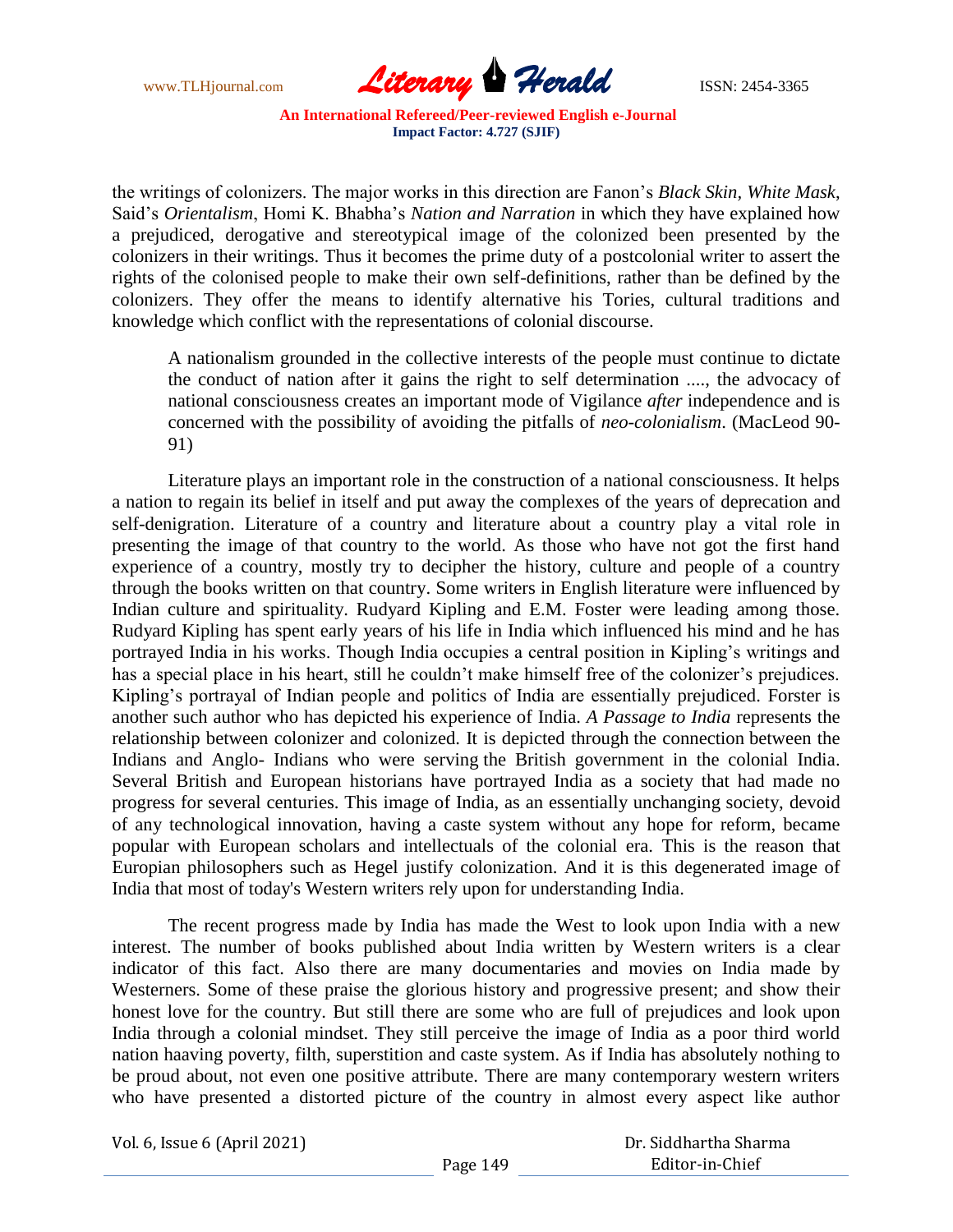the writings of colonizers. The major works in this direction are Fanon's *Black Skin, White Mask*, Said's *Orientalism*, Homi K. Bhabha's *Nation and Narration* in which they have explained how a prejudiced, derogative and stereotypical image of the colonized been presented by the colonizers in their writings. Thus it becomes the prime duty of a postcolonial writer to assert the rights of the colonised people to make their own self-definitions, rather than be defined by the colonizers. They offer the means to identify alternative his Tories, cultural traditions and knowledge which conflict with the representations of colonial discourse.

> A nationalism grounded in the collective interests of the people must continue to dictate the conduct of nation after it gains the right to self determination ...., the advocacy of national consciousness creates an important mode of Vigilance *after* independence and is concerned with the possibility of avoiding the pitfalls of *neo-colonialism*. (MacLeod 90-91)

Literature plays an important role in the construction of a national consciousness. It helps a nation to regain its belief in itself and put away the complexes of the years of deprecation and self-denigration. Literature of a country and literature about a country play a vital role in presenting the image of that country to the world. As those who have not got the first hand experience of a country, mostly try to decipher the history, culture and people of a country through the books written on that country. Some writers in English literature were influenced by Indian culture and spirituality. Rudyard Kipling and E.M. Foster were leading among those. Rudyard Kipling has spent early years of his life in India which influenced his mind and he has portrayed India in his works. Though India occupies a central position in Kipling's writings and has a special place in his heart, still he couldn't make himself free of the colonizer's prejudices. Kipling's portrayal of Indian people and politics of India are essentially prejudiced. Forster is another such author who has depicted his experience of India. *A Passage to India* represents the relationship between colonizer and colonized. It is depicted through the connection between the Indians and Anglo- Indians who were serving the British government in the colonial India. Several British and European historians have portrayed India as a society that had made no progress for several centuries. This image of India, as an essentially unchanging society, devoid of any technological innovation, having a caste system without any hope for reform, became popular with European scholars and intellectuals of the colonial era. This is the reason that Europian philosophers such as Hegel justify colonization. And it is this degenerated image of India that most of today's Western writers rely upon for understanding India.

The recent progress made by India has made the West to look upon India with a new interest. The number of books published about India written by Western writers is a clear indicator of this fact. Also there are many documentaries and movies on India made by Westerners. Some of these praise the glorious history and progressive present; and show their honest love for the country. But still there are some who are full of prejudices and look upon India through a colonial mindset. They still perceive the image of India as a poor third world nation haaving poverty, filth, superstition and caste system. As if India has absolutely nothing to be proud about, not even one positive attribute. There are many contemporary western writers who have presented a distorted picture of the country in almost every aspect like author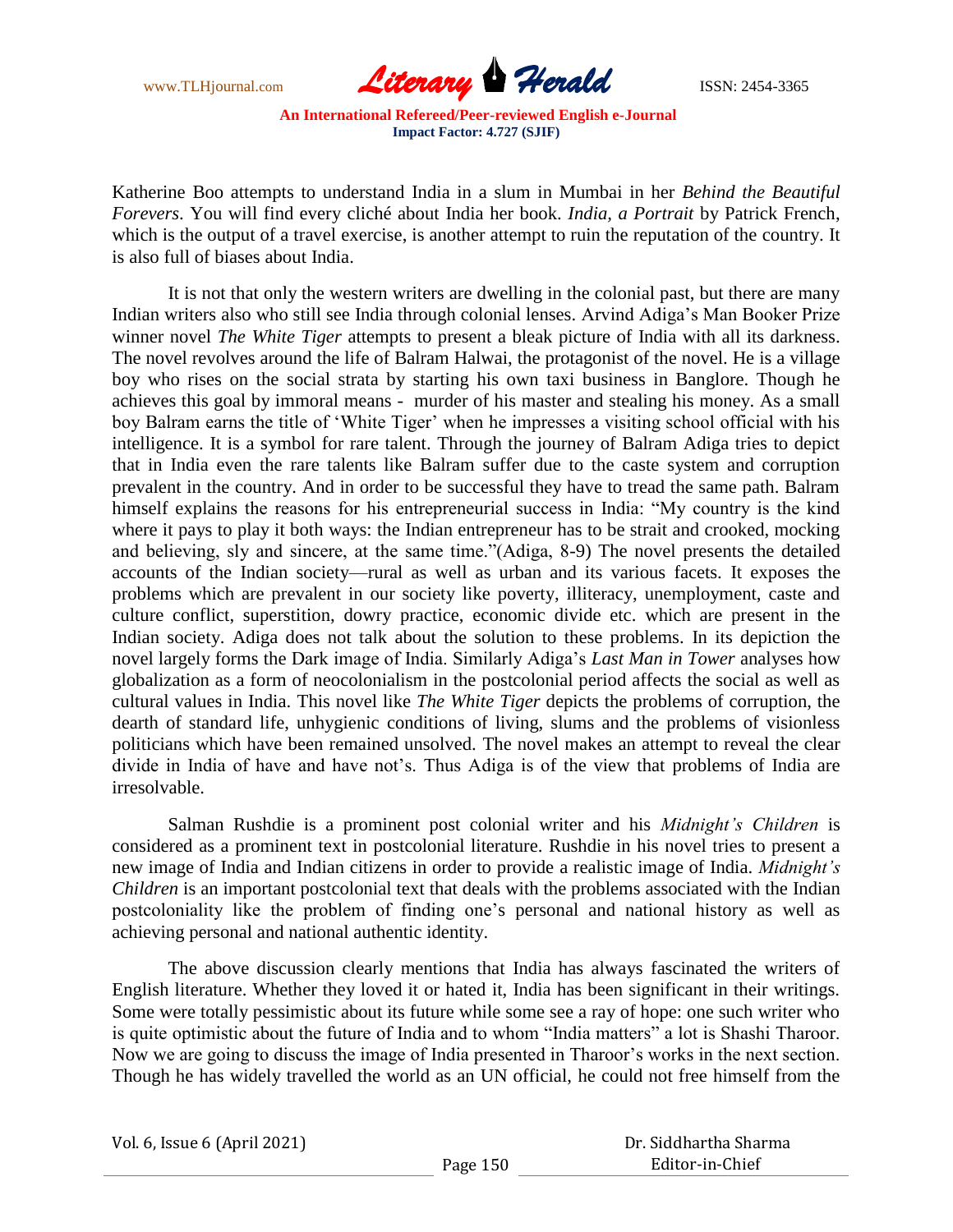Katherine Boo attempts to understand India in a slum in Mumbai in her *Behind the Beautiful Forevers*. You will find every cliché about India her book. *India, a Portrait* by Patrick French, which is the output of a travel exercise, is another attempt to ruin the reputation of the country. It is also full of biases about India.

It is not that only the western writers are dwelling in the colonial past, but there are many Indian writers also who still see India through colonial lenses. Arvind Adiga's Man Booker Prize winner novel *The White Tiger* attempts to present a bleak picture of India with all its darkness. The novel revolves around the life of Balram Halwai, the protagonist of the novel. He is a village boy who rises on the social strata by starting his own taxi business in Banglore. Though he achieves this goal by immoral means - murder of his master and stealing his money. As a small boy Balram earns the title of 'White Tiger' when he impresses a visiting school official with his intelligence. It is a symbol for rare talent. Through the journey of Balram Adiga tries to depict that in India even the rare talents like Balram suffer due to the caste system and corruption prevalent in the country. And in order to be successful they have to tread the same path. Balram himself explains the reasons for his entrepreneurial success in India: "My country is the kind where it pays to play it both ways: the Indian entrepreneur has to be strait and crooked, mocking and believing, sly and sincere, at the same time."(Adiga, 8-9) The novel presents the detailed accounts of the Indian society—rural as well as urban and its various facets. It exposes the problems which are prevalent in our society like poverty, illiteracy, unemployment, caste and culture conflict, superstition, dowry practice, economic divide etc. which are present in the Indian society. Adiga does not talk about the solution to these problems. In its depiction the novel largely forms the Dark image of India. Similarly Adiga's *Last Man in Tower* analyses how globalization as a form of neocolonialism in the postcolonial period affects the social as well as cultural values in India. This novel like *The White Tiger* depicts the problems of corruption, the dearth of standard life, unhygienic conditions of living, slums and the problems of visionless politicians which have been remained unsolved. The novel makes an attempt to reveal the clear divide in India of have and have not's. Thus Adiga is of the view that problems of India are irresolvable.

Salman Rushdie is a prominent post colonial writer and his *Midnight's Children* is considered as a prominent text in postcolonial literature. Rushdie in his novel tries to present a new image of India and Indian citizens in order to provide a realistic image of India. *Midnight's Children* is an important postcolonial text that deals with the problems associated with the Indian postcoloniality like the problem of finding one's personal and national history as well as achieving personal and national authentic identity.

The above discussion clearly mentions that India has always fascinated the writers of English literature. Whether they loved it or hated it, India has been significant in their writings. Some were totally pessimistic about its future while some see a ray of hope: one such writer who is quite optimistic about the future of India and to whom "India matters" a lot is Shashi Tharoor. Now we are going to discuss the image of India presented in Tharoor's works in the next section. Though he has widely travelled the world as an UN official, he could not free himself from the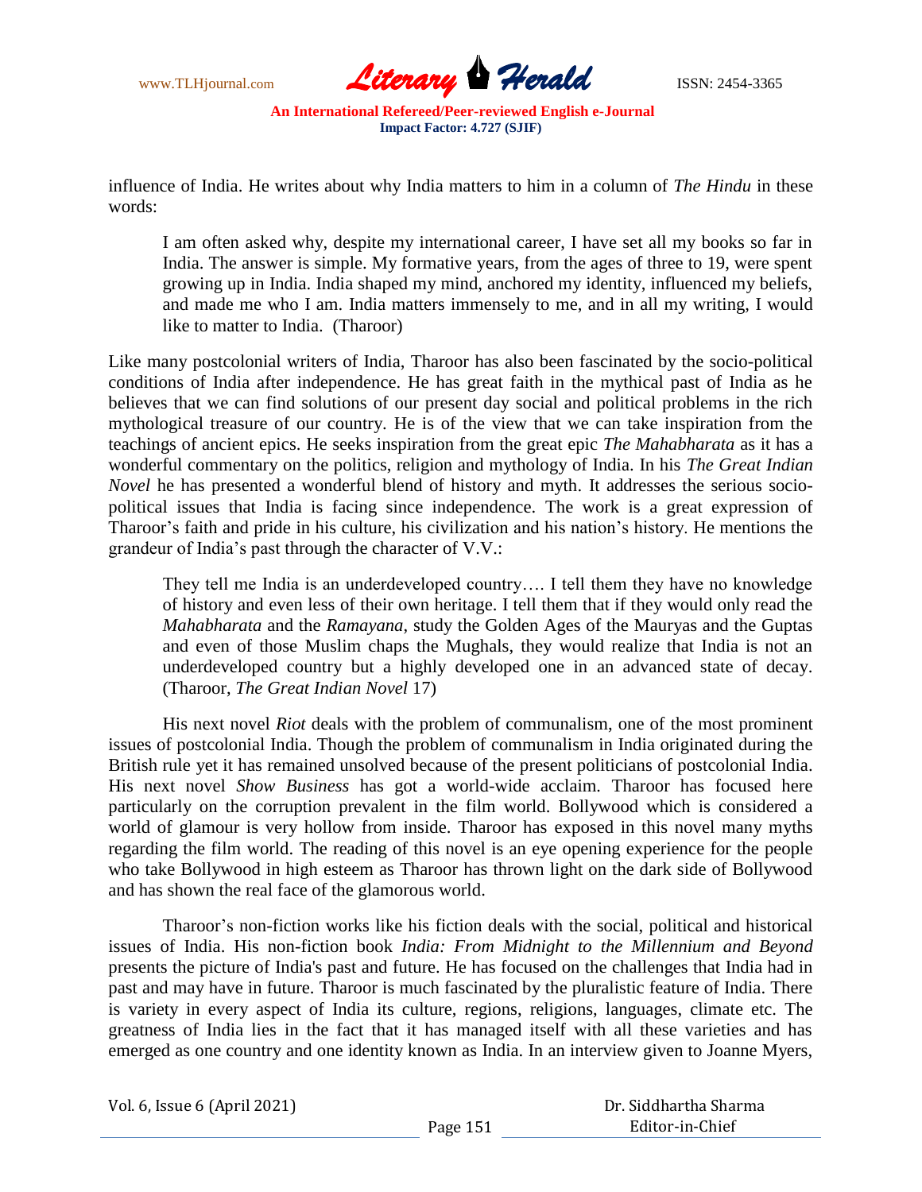influence of India. He writes about why India matters to him in a column of *The Hindu* in these words:

> I am often asked why, despite my international career, I have set all my books so far in India. The answer is simple. My formative years, from the ages of three to 19, were spent growing up in India. India shaped my mind, anchored my identity, influenced my beliefs, and made me who I am. India matters immensely to me, and in all my writing, I would like to matter to India. (Tharoor)

Like many postcolonial writers of India, Tharoor has also been fascinated by the socio-political conditions of India after independence. He has great faith in the mythical past of India as he believes that we can find solutions of our present day social and political problems in the rich mythological treasure of our country. He is of the view that we can take inspiration from the teachings of ancient epics. He seeks inspiration from the great epic *The Mahabharata* as it has a wonderful commentary on the politics, religion and mythology of India. In his *The Great Indian Novel* he has presented a wonderful blend of history and myth. It addresses the serious socio-political issues that India is facing since independence. The work is a great expression of Tharoor's faith and pride in his culture, his civilization and his nation's history. He mentions the grandeur of India's past through the character of V.V.:

> They tell me India is an underdeveloped country…. I tell them they have no knowledge of history and even less of their own heritage. I tell them that if they would only read the *Mahabharata* and the *Ramayana*, study the Golden Ages of the Mauryas and the Guptas and even of those Muslim chaps the Mughals, they would realize that India is not an underdeveloped country but a highly developed one in an advanced state of decay. (Tharoor, *The Great Indian Novel* 17)

His next novel *Riot* deals with the problem of communalism, one of the most prominent issues of postcolonial India. Though the problem of communalism in India originated during the British rule yet it has remained unsolved because of the present politicians of postcolonial India. His next novel *Show Business* has got a world-wide acclaim. Tharoor has focused here particularly on the corruption prevalent in the film world. Bollywood which is considered a world of glamour is very hollow from inside. Tharoor has exposed in this novel many myths regarding the film world. The reading of this novel is an eye opening experience for the people who take Bollywood in high esteem as Tharoor has thrown light on the dark side of Bollywood and has shown the real face of the glamorous world.

Tharoor's non-fiction works like his fiction deals with the social, political and historical issues of India. His non-fiction book *India: From Midnight to the Millennium and Beyond* presents the picture of India's past and future. He has focused on the challenges that India had in past and may have in future. Tharoor is much fascinated by the pluralistic feature of India. There is variety in every aspect of India its culture, regions, religions, languages, climate etc. The greatness of India lies in the fact that it has managed itself with all these varieties and has emerged as one country and one identity known as India. In an interview given to Joanne Myers,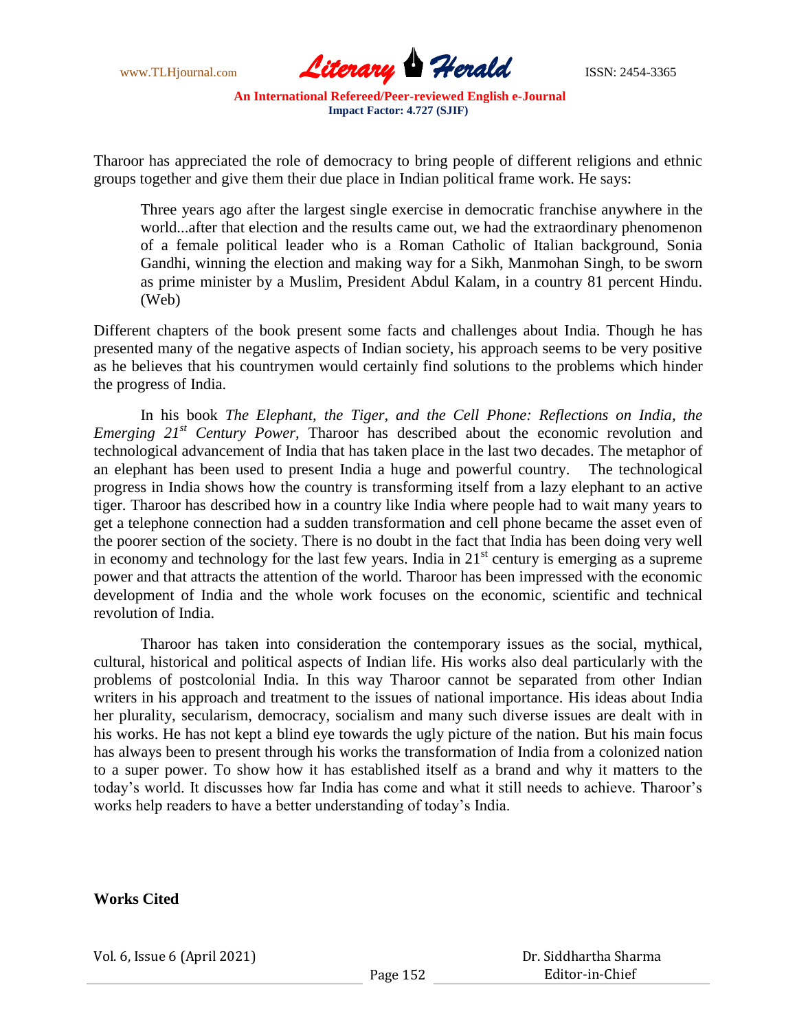Tharoor has appreciated the role of democracy to bring people of different religions and ethnic groups together and give them their due place in Indian political frame work. He says:

> Three years ago after the largest single exercise in democratic franchise anywhere in the world...after that election and the results came out, we had the extraordinary phenomenon of a female political leader who is a Roman Catholic of Italian background, Sonia Gandhi, winning the election and making way for a Sikh, Manmohan Singh, to be sworn as prime minister by a Muslim, President Abdul Kalam, in a country 81 percent Hindu. (Web)

Different chapters of the book present some facts and challenges about India. Though he has presented many of the negative aspects of Indian society, his approach seems to be very positive as he believes that his countrymen would certainly find solutions to the problems which hinder the progress of India.

In his book *The Elephant, the Tiger, and the Cell Phone: Reflections on India, the Emerging 21st Century Power,* Tharoor has described about the economic revolution and technological advancement of India that has taken place in the last two decades. The metaphor of an elephant has been used to present India a huge and powerful country. The technological progress in India shows how the country is transforming itself from a lazy elephant to an active tiger. Tharoor has described how in a country like India where people had to wait many years to get a telephone connection had a sudden transformation and cell phone became the asset even of the poorer section of the society. There is no doubt in the fact that India has been doing very well in economy and technology for the last few years. India in 21st century is emerging as a supreme power and that attracts the attention of the world. Tharoor has been impressed with the economic development of India and the whole work focuses on the economic, scientific and technical revolution of India.

Tharoor has taken into consideration the contemporary issues as the social, mythical, cultural, historical and political aspects of Indian life. His works also deal particularly with the problems of postcolonial India. In this way Tharoor cannot be separated from other Indian writers in his approach and treatment to the issues of national importance. His ideas about India her plurality, secularism, democracy, socialism and many such diverse issues are dealt with in his works. He has not kept a blind eye towards the ugly picture of the nation. But his main focus has always been to present through his works the transformation of India from a colonized nation to a super power. To show how it has established itself as a brand and why it matters to the today's world. It discusses how far India has come and what it still needs to achieve. Tharoor's works help readers to have a better understanding of today's India.

**Works Cited**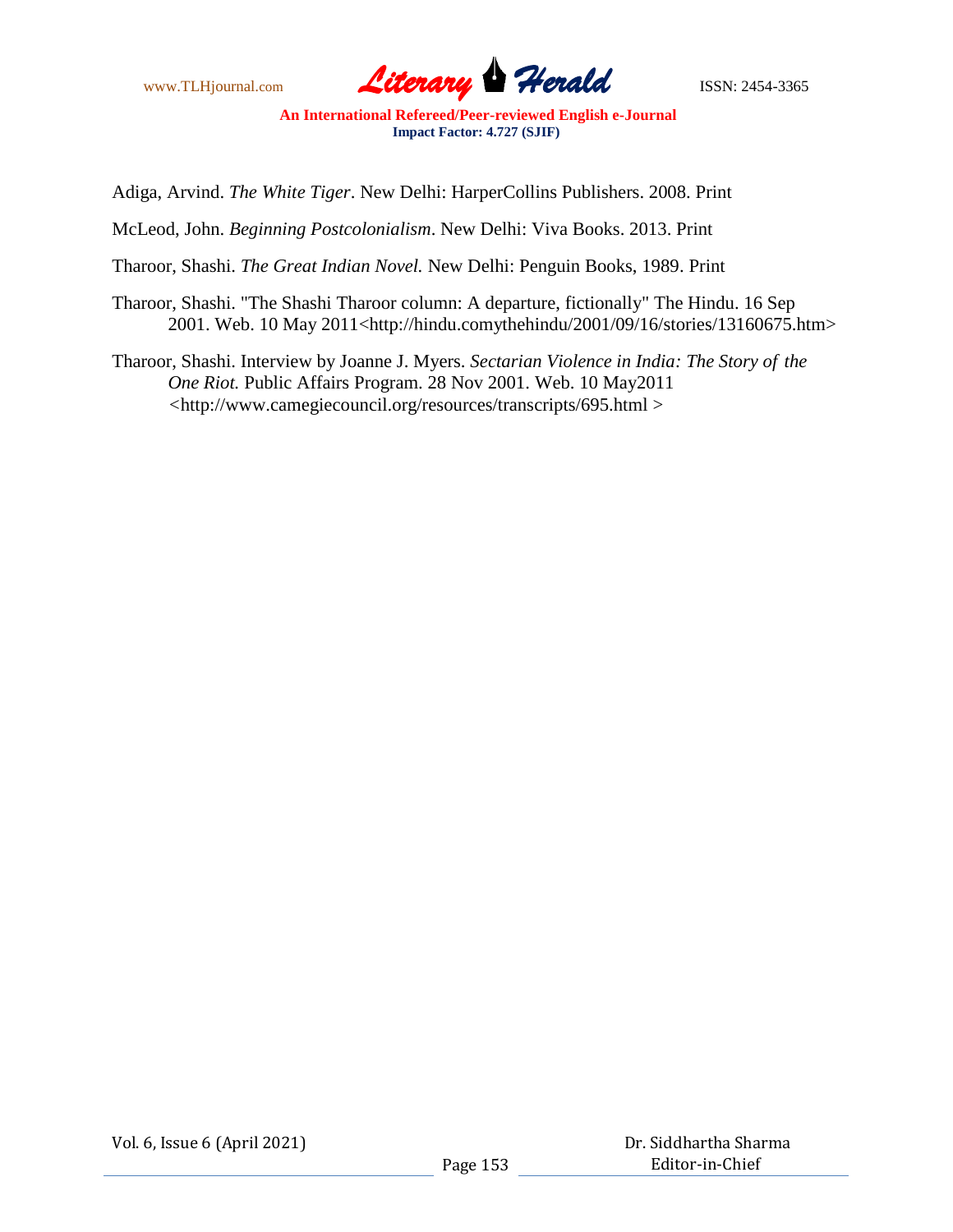Adiga, Arvind. *The White Tiger*. New Delhi: HarperCollins Publishers. 2008. Print

McLeod, John. *Beginning Postcolonialism*. New Delhi: Viva Books. 2013. Print

Tharoor, Shashi. *The Great Indian Novel.* New Delhi: Penguin Books, 1989. Print

Tharoor, Shashi. "The Shashi Tharoor column: A departure, fictionally" The Hindu. 16 Sep 2001. Web. 10 May 2011<http://hindu.comythehindu/2001/09/16/stories/13160675.htm>

Tharoor, Shashi. Interview by Joanne J. Myers. *Sectarian Violence in India: The Story of the One Riot.* Public Affairs Program. 28 Nov 2001. Web. 10 May2011 <http://www.camegiecouncil.org/resources/transcripts/695.html >